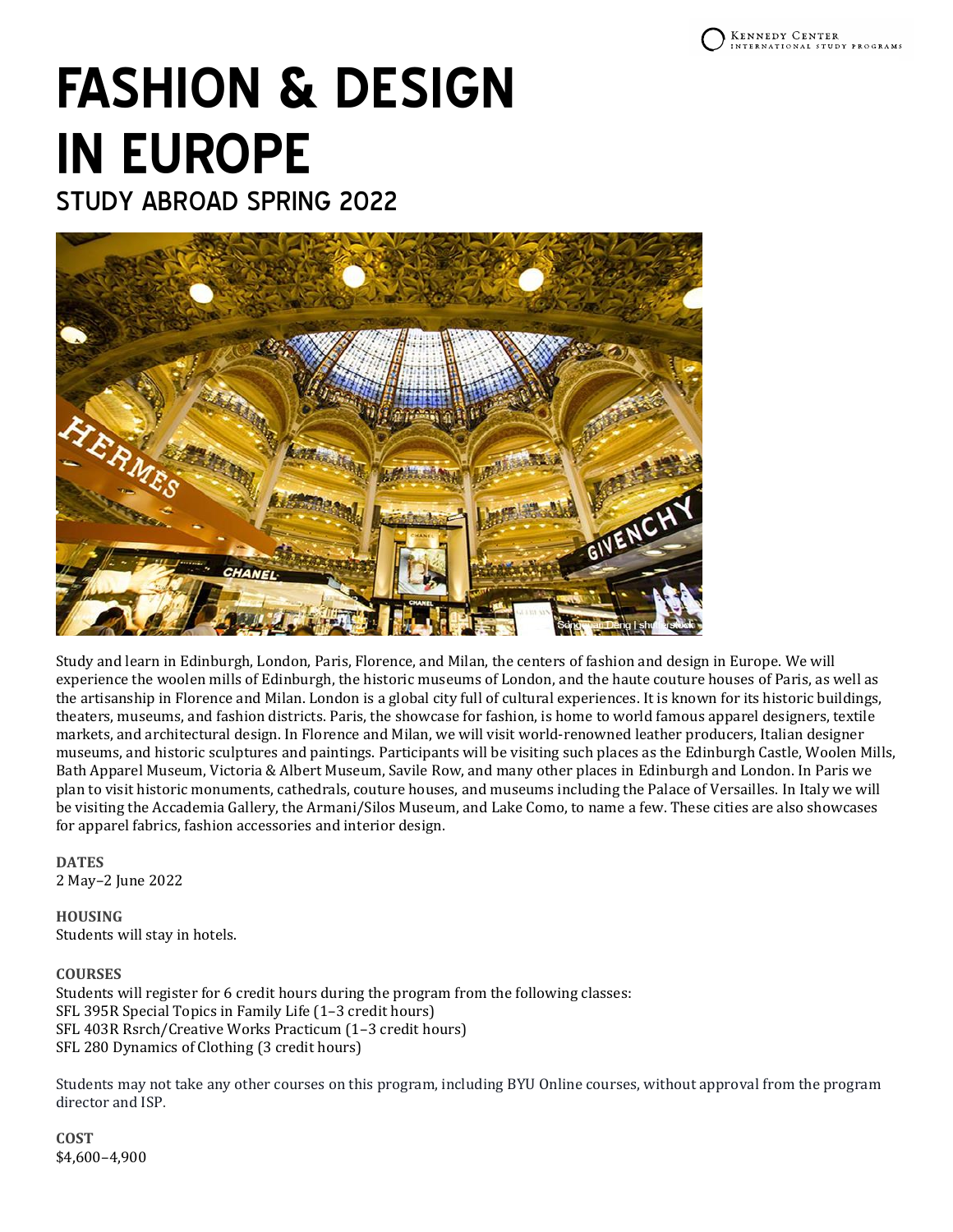# FASHION & DESIGN IN EUROPE

## STUDY ABROAD SPRING 2022

Study and learn in Edinburgh, London, Paris, Florence, and Milan, the centers of fashion and design in Europe. We will experience the woolen mills of Edinburgh, the historic museums of London, and the haute couture houses of Paris, as well as the artisanship in Florence and Milan. London is a global city full of cultural experiences. It is known for its historic buildings, theaters, museums, and fashion districts. Paris, the showcase for fashion, is home to world famous apparel designers, textile markets, and architectural design. In Florence and Milan, we will visit world-renowned leather producers, Italian designer museums, and historic sculptures and paintings. Participants will be visiting such places as the Edinburgh Castle, Woolen Mills, Bath Apparel Museum, Victoria & Albert Museum, Savile Row, and many other places in Edinburgh and London. In Paris we plan to visit historic monuments, cathedrals, couture houses, and museums including the Palace of Versailles. In Italy we will be visiting the Accademia Gallery, the Armani/Silos Museum, and Lake Como, to name a few. These cities are also showcases for apparel fabrics, fashion accessories and interior design.

**DATES**
2 May–2 June 2022

**HOUSING**
Students will stay in hotels.

**COURSES**
Students will register for 6 credit hours during the program from the following classes:
SFL 395R Special Topics in Family Life (1–3 credit hours)
SFL 403R Rsrch/Creative Works Practicum (1–3 credit hours)
SFL 280 Dynamics of Clothing (3 credit hours)

Students may not take any other courses on this program, including BYU Online courses, without approval from the program director and ISP.

**COST**
$4,600–4,900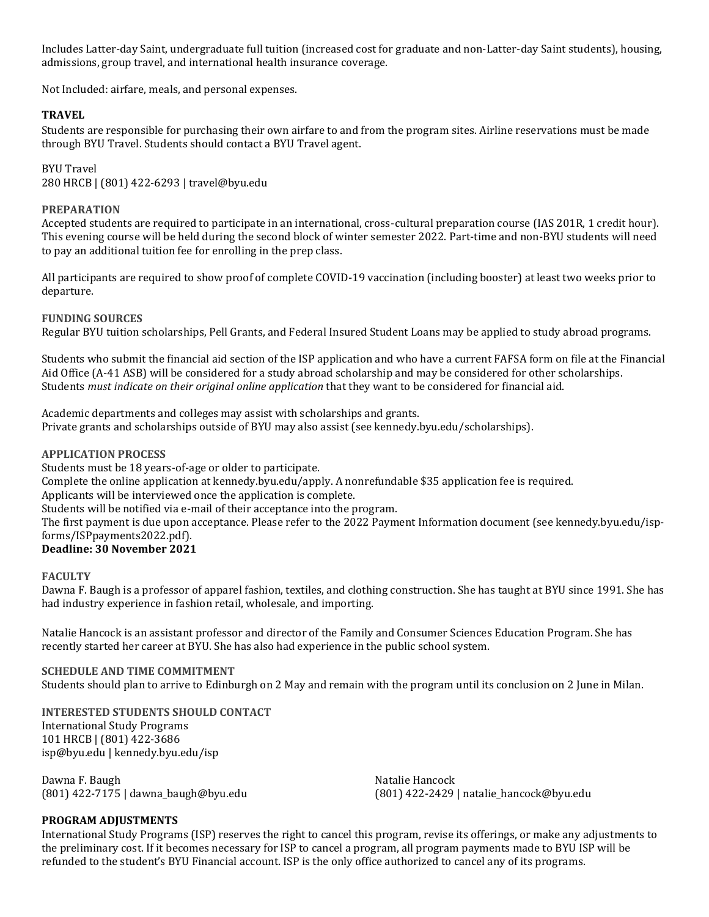Includes Latter-day Saint, undergraduate full tuition (increased cost for graduate and non-Latter-day Saint students), housing, admissions, group travel, and international health insurance coverage.

Not Included: airfare, meals, and personal expenses.

### TRAVEL

Students are responsible for purchasing their own airfare to and from the program sites. Airline reservations must be made through BYU Travel. Students should contact a BYU Travel agent.

BYU Travel
280 HRCB | (801) 422-6293 | travel@byu.edu

### PREPARATION

Accepted students are required to participate in an international, cross-cultural preparation course (IAS 201R, 1 credit hour). This evening course will be held during the second block of winter semester 2022. Part-time and non-BYU students will need to pay an additional tuition fee for enrolling in the prep class.

All participants are required to show proof of complete COVID-19 vaccination (including booster) at least two weeks prior to departure.

### FUNDING SOURCES

Regular BYU tuition scholarships, Pell Grants, and Federal Insured Student Loans may be applied to study abroad programs.

Students who submit the financial aid section of the ISP application and who have a current FAFSA form on file at the Financial Aid Office (A-41 ASB) will be considered for a study abroad scholarship and may be considered for other scholarships. Students *must indicate on their original online application* that they want to be considered for financial aid.

Academic departments and colleges may assist with scholarships and grants.
Private grants and scholarships outside of BYU may also assist (see kennedy.byu.edu/scholarships).

### APPLICATION PROCESS

Students must be 18 years-of-age or older to participate.
Complete the online application at kennedy.byu.edu/apply. A nonrefundable $35 application fee is required.
Applicants will be interviewed once the application is complete.
Students will be notified via e-mail of their acceptance into the program.
The first payment is due upon acceptance. Please refer to the 2022 Payment Information document (see kennedy.byu.edu/isp-forms/ISPpayments2022.pdf).
**Deadline: 30 November 2021**

### FACULTY

Dawna F. Baugh is a professor of apparel fashion, textiles, and clothing construction. She has taught at BYU since 1991. She has had industry experience in fashion retail, wholesale, and importing.

Natalie Hancock is an assistant professor and director of the Family and Consumer Sciences Education Program. She has recently started her career at BYU. She has also had experience in the public school system.

### SCHEDULE AND TIME COMMITMENT

Students should plan to arrive to Edinburgh on 2 May and remain with the program until its conclusion on 2 June in Milan.

### INTERESTED STUDENTS SHOULD CONTACT

International Study Programs
101 HRCB | (801) 422-3686
isp@byu.edu | kennedy.byu.edu/isp

Dawna F. Baugh
(801) 422-7175 | dawna_baugh@byu.edu

Natalie Hancock
(801) 422-2429 | natalie_hancock@byu.edu

### PROGRAM ADJUSTMENTS

International Study Programs (ISP) reserves the right to cancel this program, revise its offerings, or make any adjustments to the preliminary cost. If it becomes necessary for ISP to cancel a program, all program payments made to BYU ISP will be refunded to the student's BYU Financial account. ISP is the only office authorized to cancel any of its programs.